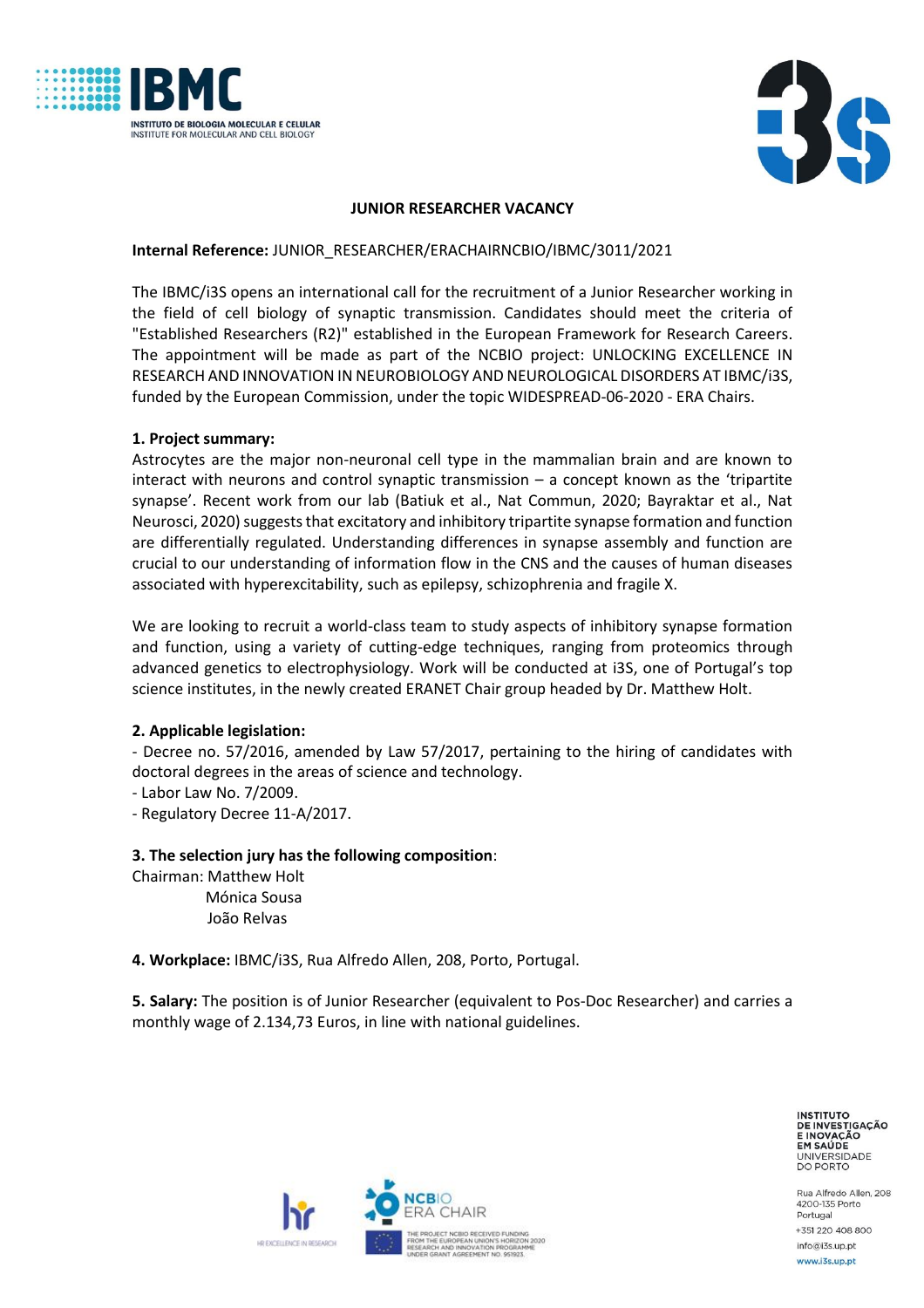# JUNIOR RESEARCHER VACANCY

**Internal Reference:** JUNIOR_RESEARCHER/ERACHAIRNCBIO/IBMC/3011/2021

The IBMC/i3S opens an international call for the recruitment of a Junior Researcher working in the field of cell biology of synaptic transmission. Candidates should meet the criteria of "Established Researchers (R2)" established in the European Framework for Research Careers. The appointment will be made as part of the NCBIO project: UNLOCKING EXCELLENCE IN RESEARCH AND INNOVATION IN NEUROBIOLOGY AND NEUROLOGICAL DISORDERS AT IBMC/i3S, funded by the European Commission, under the topic WIDESPREAD-06-2020 - ERA Chairs.

**1. Project summary:**
Astrocytes are the major non-neuronal cell type in the mammalian brain and are known to interact with neurons and control synaptic transmission – a concept known as the 'tripartite synapse'. Recent work from our lab (Batiuk et al., Nat Commun, 2020; Bayraktar et al., Nat Neurosci, 2020) suggests that excitatory and inhibitory tripartite synapse formation and function are differentially regulated. Understanding differences in synapse assembly and function are crucial to our understanding of information flow in the CNS and the causes of human diseases associated with hyperexcitability, such as epilepsy, schizophrenia and fragile X.

We are looking to recruit a world-class team to study aspects of inhibitory synapse formation and function, using a variety of cutting-edge techniques, ranging from proteomics through advanced genetics to electrophysiology. Work will be conducted at i3S, one of Portugal's top science institutes, in the newly created ERANET Chair group headed by Dr. Matthew Holt.

**2. Applicable legislation:**
- Decree no. 57/2016, amended by Law 57/2017, pertaining to the hiring of candidates with doctoral degrees in the areas of science and technology.
- Labor Law No. 7/2009.
- Regulatory Decree 11-A/2017.

**3. The selection jury has the following composition**:
Chairman: Matthew Holt
Mónica Sousa
João Relvas

**4. Workplace:** IBMC/i3S, Rua Alfredo Allen, 208, Porto, Portugal.

**5. Salary:** The position is of Junior Researcher (equivalent to Pos-Doc Researcher) and carries a monthly wage of 2.134,73 Euros, in line with national guidelines.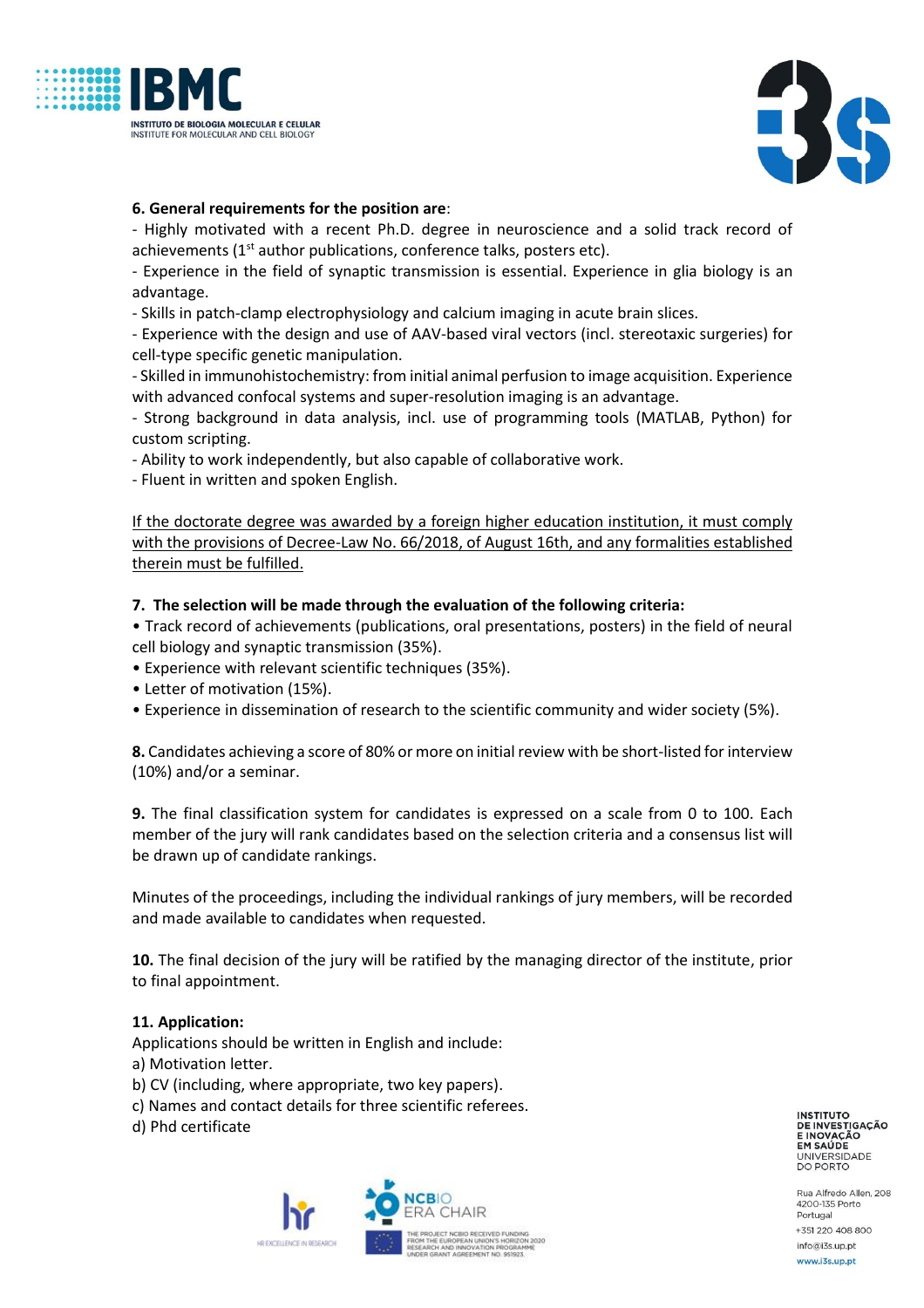**6. General requirements for the position are**:

- Highly motivated with a recent Ph.D. degree in neuroscience and a solid track record of achievements (1st author publications, conference talks, posters etc).
- Experience in the field of synaptic transmission is essential. Experience in glia biology is an advantage.
- Skills in patch-clamp electrophysiology and calcium imaging in acute brain slices.
- Experience with the design and use of AAV-based viral vectors (incl. stereotaxic surgeries) for cell-type specific genetic manipulation.
- Skilled in immunohistochemistry: from initial animal perfusion to image acquisition. Experience with advanced confocal systems and super-resolution imaging is an advantage.
- Strong background in data analysis, incl. use of programming tools (MATLAB, Python) for custom scripting.
- Ability to work independently, but also capable of collaborative work.
- Fluent in written and spoken English.

<u>If the doctorate degree was awarded by a foreign higher education institution, it must comply with the provisions of Decree-Law No. 66/2018, of August 16th, and any formalities established therein must be fulfilled.</u>

**7. The selection will be made through the evaluation of the following criteria:**

- Track record of achievements (publications, oral presentations, posters) in the field of neural cell biology and synaptic transmission (35%).
- Experience with relevant scientific techniques (35%).
- Letter of motivation (15%).
- Experience in dissemination of research to the scientific community and wider society (5%).

**8.** Candidates achieving a score of 80% or more on initial review with be short-listed for interview (10%) and/or a seminar.

**9.** The final classification system for candidates is expressed on a scale from 0 to 100. Each member of the jury will rank candidates based on the selection criteria and a consensus list will be drawn up of candidate rankings.

Minutes of the proceedings, including the individual rankings of jury members, will be recorded and made available to candidates when requested.

**10.** The final decision of the jury will be ratified by the managing director of the institute, prior to final appointment.

**11. Application:**

Applications should be written in English and include:

a) Motivation letter.

b) CV (including, where appropriate, two key papers).

c) Names and contact details for three scientific referees.

d) Phd certificate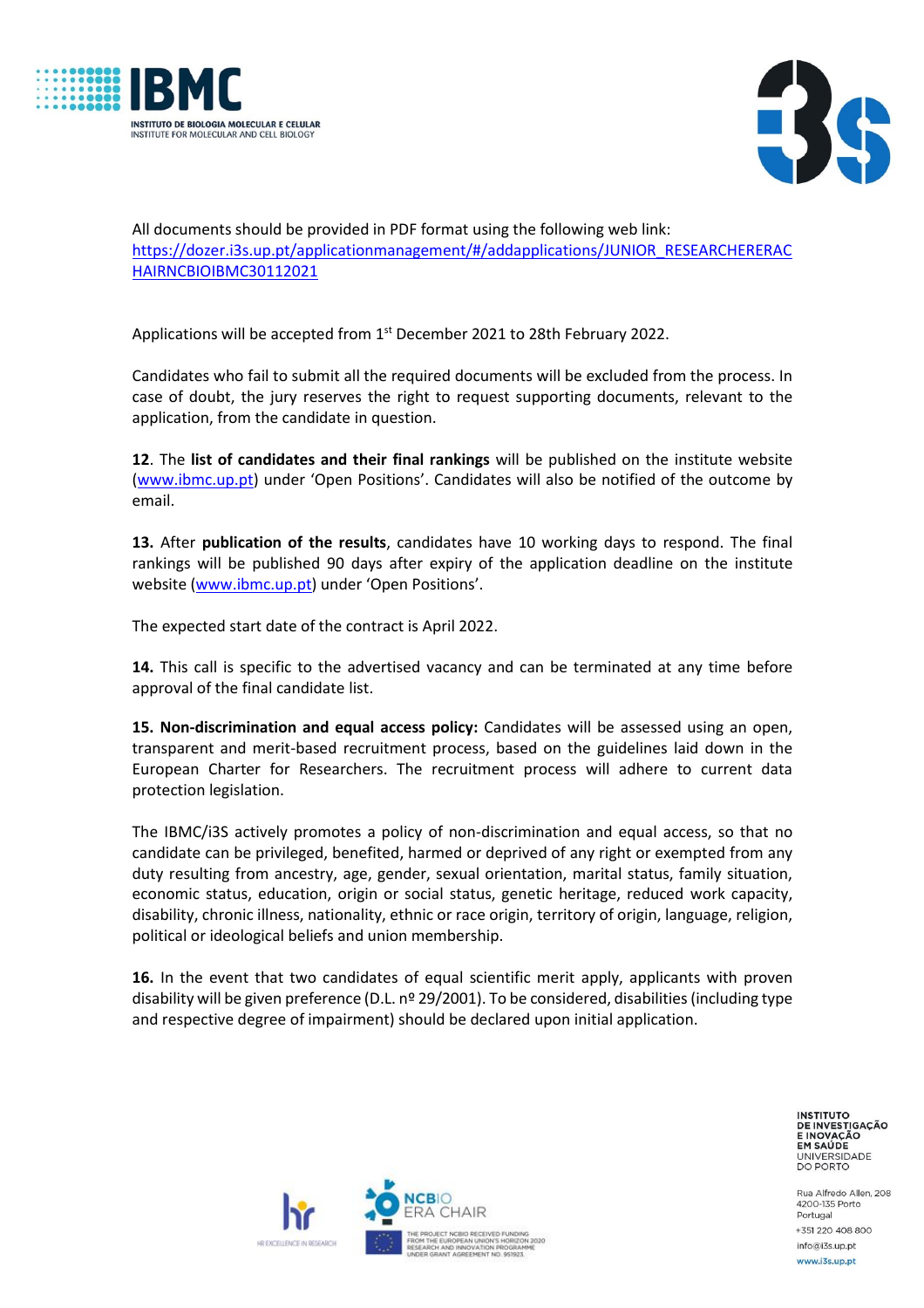All documents should be provided in PDF format using the following web link: https://dozer.i3s.up.pt/applicationmanagement/#/addapplications/JUNIOR_RESEARCHERERACHAIRNCBIOIBMC30112021

Applications will be accepted from 1st December 2021 to 28th February 2022.

Candidates who fail to submit all the required documents will be excluded from the process. In case of doubt, the jury reserves the right to request supporting documents, relevant to the application, from the candidate in question.

**12**. The **list of candidates and their final rankings** will be published on the institute website (www.ibmc.up.pt) under 'Open Positions'. Candidates will also be notified of the outcome by email.

**13.** After **publication of the results**, candidates have 10 working days to respond. The final rankings will be published 90 days after expiry of the application deadline on the institute website (www.ibmc.up.pt) under 'Open Positions'.

The expected start date of the contract is April 2022.

**14.** This call is specific to the advertised vacancy and can be terminated at any time before approval of the final candidate list.

**15. Non-discrimination and equal access policy:** Candidates will be assessed using an open, transparent and merit-based recruitment process, based on the guidelines laid down in the European Charter for Researchers. The recruitment process will adhere to current data protection legislation.

The IBMC/i3S actively promotes a policy of non-discrimination and equal access, so that no candidate can be privileged, benefited, harmed or deprived of any right or exempted from any duty resulting from ancestry, age, gender, sexual orientation, marital status, family situation, economic status, education, origin or social status, genetic heritage, reduced work capacity, disability, chronic illness, nationality, ethnic or race origin, territory of origin, language, religion, political or ideological beliefs and union membership.

**16.** In the event that two candidates of equal scientific merit apply, applicants with proven disability will be given preference (D.L. nº 29/2001). To be considered, disabilities (including type and respective degree of impairment) should be declared upon initial application.